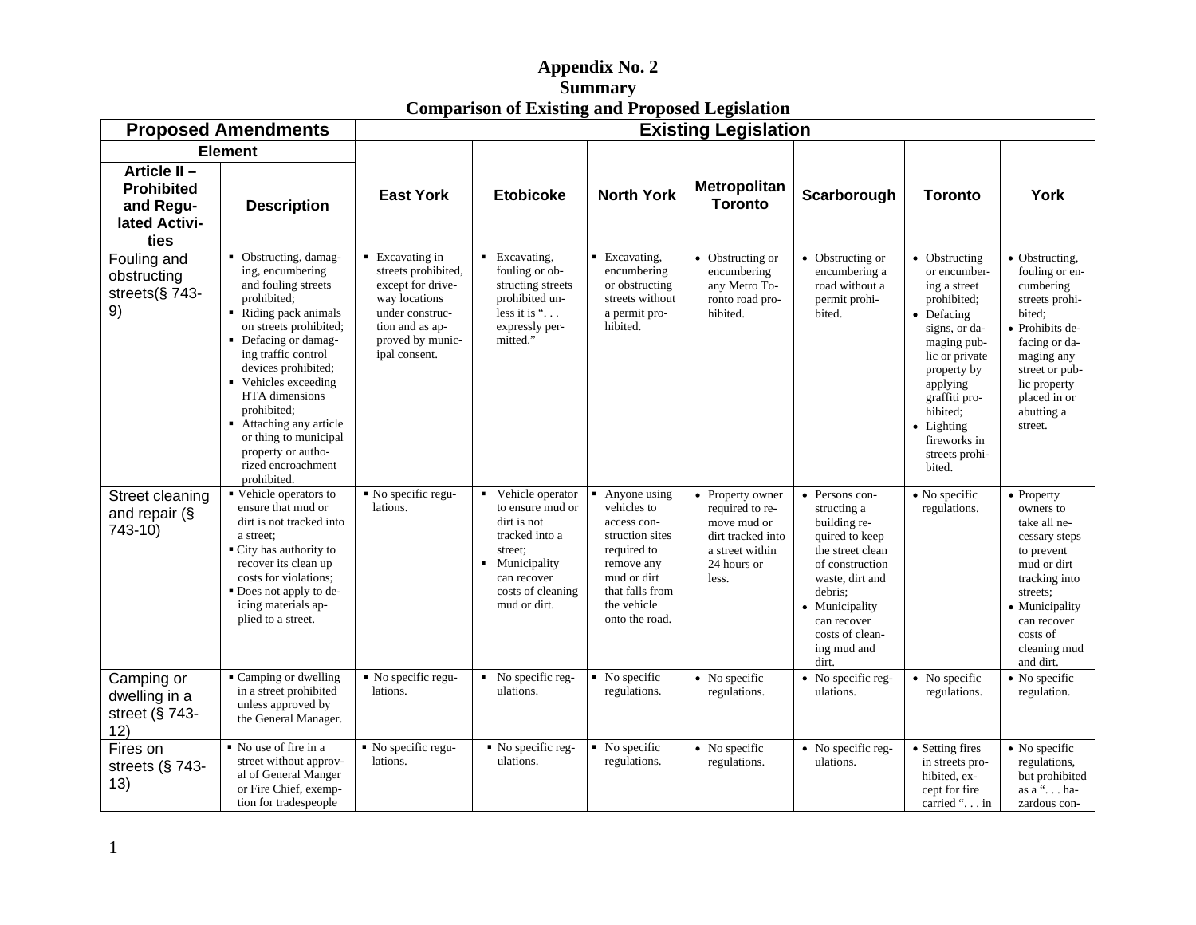# Appendix No. 2

## Summary

## Comparison of Existing and Proposed Legislation

| Proposed Amendments | | Existing Legislation | | | | | | |
|---|---|---|---|---|---|---|---|---|
| Element | | | | | | | | |
| Article II – Prohibited and Regulated Activities | Description | East York | Etobicoke | North York | Metropolitan Toronto | Scarborough | Toronto | York |
| Fouling and obstructing streets(§ 743-9) | ▪ Obstructing, damaging, encumbering and fouling streets prohibited;<br>▪ Riding pack animals on streets prohibited;<br>▪ Defacing or damaging traffic control devices prohibited;<br>▪ Vehicles exceeding HTA dimensions prohibited;<br>▪ Attaching any article or thing to municipal property or authorized encroachment prohibited. | ▪ Excavating in streets prohibited, except for driveway locations under construction and as approved by municipal consent. | ▪ Excavating, fouling or obstructing streets prohibited unless it is ". . . expressly permitted." | ▪ Excavating, encumbering or obstructing streets without a permit prohibited. | • Obstructing or encumbering any Metro Toronto road prohibited. | • Obstructing or encumbering a road without a permit prohibited. | • Obstructing or encumbering a street prohibited;<br>• Defacing signs, or damaging public or private property by applying graffiti prohibited;<br>• Lighting fireworks in streets prohibited. | • Obstructing, fouling or encumbering streets prohibited;<br>• Prohibits defacing or damaging any street or public property placed in or abutting a street. |
| Street cleaning and repair (§ 743-10) | ▪ Vehicle operators to ensure that mud or dirt is not tracked into a street;<br>▪ City has authority to recover its clean up costs for violations;<br>▪ Does not apply to de-icing materials applied to a street. | ▪ No specific regulations. | ▪ Vehicle operator to ensure mud or dirt is not tracked into a street;<br>▪ Municipality can recover costs of cleaning mud or dirt. | ▪ Anyone using vehicles to access construction sites required to remove any mud or dirt that falls from the vehicle onto the road. | • Property owner required to remove mud or dirt tracked into a street within 24 hours or less. | • Persons constructing a building required to keep the street clean of construction waste, dirt and debris;<br>• Municipality can recover costs of cleaning mud and dirt. | • No specific regulations. | • Property owners to take all necessary steps to prevent mud or dirt tracking into streets;<br>• Municipality can recover costs of cleaning mud and dirt. |
| Camping or dwelling in a street (§ 743-12) | ▪ Camping or dwelling in a street prohibited unless approved by the General Manager. | ▪ No specific regulations. | ▪ No specific regulations. | ▪ No specific regulations. | • No specific regulations. | • No specific regulations. | • No specific regulations. | • No specific regulation. |
| Fires on streets (§ 743-13) | ▪ No use of fire in a street without approval of General Manger or Fire Chief, exemption for tradespeople | ▪ No specific regulations. | ▪ No specific regulations. | ▪ No specific regulations. | • No specific regulations. | • No specific regulations. | • Setting fires in streets prohibited, except for fire carried ". . . in | • No specific regulations, but prohibited as a ". . . hazardous con- |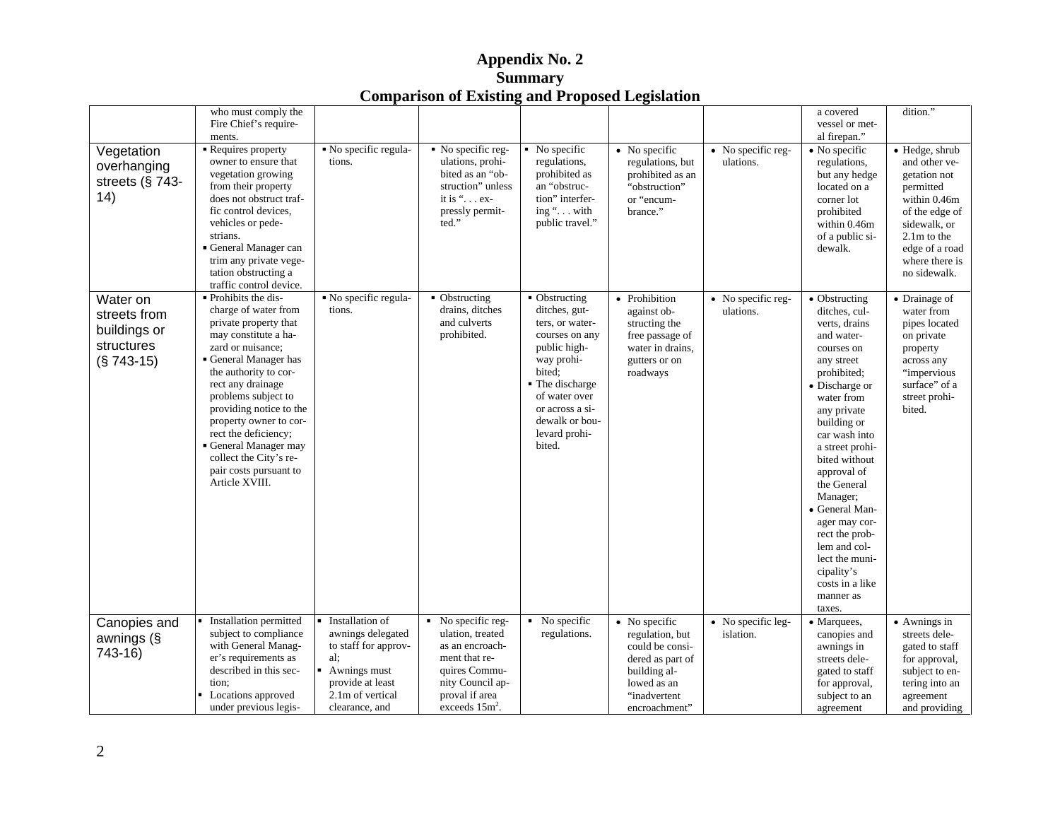# Appendix No. 2
## Summary
## Comparison of Existing and Proposed Legislation

| | | | | | | | | |
|---|---|---|---|---|---|---|---|---|
| | who must comply the Fire Chief's requirements. | | | | | | a covered vessel or metal firepan." | dition." |
| Vegetation overhanging streets (§ 743-14) | ▪ Requires property owner to ensure that vegetation growing from their property does not obstruct traffic control devices, vehicles or pedestrians.<br>▪ General Manager can trim any private vegetation obstructing a traffic control device. | ▪ No specific regulations. | ▪ No specific regulations, prohibited as an "obstruction" unless it is ". . . expressly permitted." | ▪ No specific regulations, prohibited as an "obstruction" interfering ". . . with public travel." | • No specific regulations, but prohibited as an "obstruction" or "encumbrance." | • No specific regulations. | • No specific regulations, but any hedge located on a corner lot prohibited within 0.46m of a public sidewalk. | • Hedge, shrub and other vegetation not permitted within 0.46m of the edge of sidewalk, or 2.1m to the edge of a road where there is no sidewalk. |
| Water on streets from buildings or structures (§ 743-15) | ▪ Prohibits the discharge of water from private property that may constitute a hazard or nuisance;<br>▪ General Manager has the authority to correct any drainage problems subject to providing notice to the property owner to correct the deficiency;<br>▪ General Manager may collect the City's repair costs pursuant to Article XVIII. | ▪ No specific regulations. | ▪ Obstructing drains, ditches and culverts prohibited. | ▪ Obstructing ditches, gutters, or watercourses on any public highway prohibited;<br>▪ The discharge of water over or across a sidewalk or boulevard prohibited. | • Prohibition against obstructing the free passage of water in drains, gutters or on roadways | • No specific regulations. | • Obstructing ditches, culverts, drains and watercourses on any street prohibited;<br>• Discharge or water from any private building or car wash into a street prohibited without approval of the General Manager;<br>• General Manager may correct the problem and collect the municipality's costs in a like manner as taxes. | • Drainage of water from pipes located on private property across any "impervious surface" of a street prohibited. |
| Canopies and awnings (§ 743-16) | ▪ Installation permitted subject to compliance with General Manager's requirements as described in this section;<br>▪ Locations approved under previous legis- | ▪ Installation of awnings delegated to staff for approval;<br>▪ Awnings must provide at least 2.1m of vertical clearance, and | ▪ No specific regulation, treated as an encroachment that requires Community Council approval if area exceeds $15m^2$. | ▪ No specific regulations. | • No specific regulation, but could be considered as part of building allowed as an "inadvertent encroachment" | • No specific legislation. | • Marquees, canopies and awnings in streets delegated to staff for approval, subject to an agreement | • Awnings in streets delegated to staff for approval, subject to entering into an agreement and providing |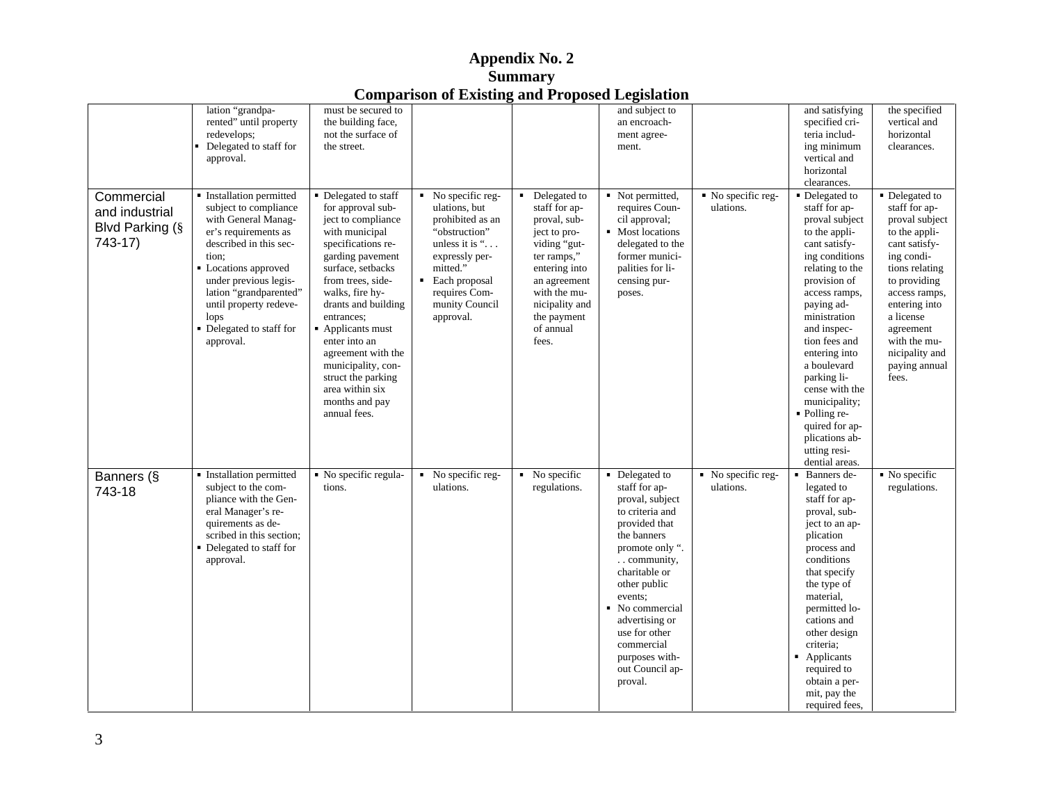# Appendix No. 2
## Summary
## Comparison of Existing and Proposed Legislation

| | | | | | | | | |
|---|---|---|---|---|---|---|---|---|
| | lation "grandparented" until property redevelops; ▪ Delegated to staff for approval. | must be secured to the building face, not the surface of the street. | | | and subject to an encroachment agreement. | | and satisfying specified criteria including minimum vertical and horizontal clearances. | the specified vertical and horizontal clearances. |
| Commercial and industrial Blvd Parking (§ 743-17) | ▪ Installation permitted subject to compliance with General Manager's requirements as described in this section; ▪ Locations approved under previous legislation "grandparented" until property redevelops ▪ Delegated to staff for approval. | ▪ Delegated to staff for approval subject to compliance with municipal specifications regarding pavement surface, setbacks from trees, sidewalks, fire hydrants and building entrances; ▪ Applicants must enter into an agreement with the municipality, construct the parking area within six months and pay annual fees. | ▪ No specific regulations, but prohibited as an "obstruction" unless it is ". . . expressly permitted." ▪ Each proposal requires Community Council approval. | ▪ Delegated to staff for approval, subject to providing "gutter ramps," entering into an agreement with the municipality and the payment of annual fees. | ▪ Not permitted, requires Council approval; ▪ Most locations delegated to the former municipalities for licensing purposes. | ▪ No specific regulations. | ▪ Delegated to staff for approval subject to the applicant satisfying conditions relating to the provision of access ramps, paying administration and inspection fees and entering into a boulevard parking license with the municipality; ▪ Polling required for applications abutting residential areas. | ▪ Delegated to staff for approval subject to the applicant satisfying conditions relating to providing access ramps, entering into a license agreement with the municipality and paying annual fees. |
| Banners (§ 743-18 | ▪ Installation permitted subject to the compliance with the General Manager's requirements as described in this section; ▪ Delegated to staff for approval. | ▪ No specific regulations. | ▪ No specific regulations. | ▪ No specific regulations. | ▪ Delegated to staff for approval, subject to criteria and provided that the banners promote only ". . . community, charitable or other public events; ▪ No commercial advertising or use for other commercial purposes without Council approval. | ▪ No specific regulations. | ▪ Banners delegated to staff for approval, subject to an application process and conditions that specify the type of material, permitted locations and other design criteria; ▪ Applicants required to obtain a permit, pay the required fees, | ▪ No specific regulations. |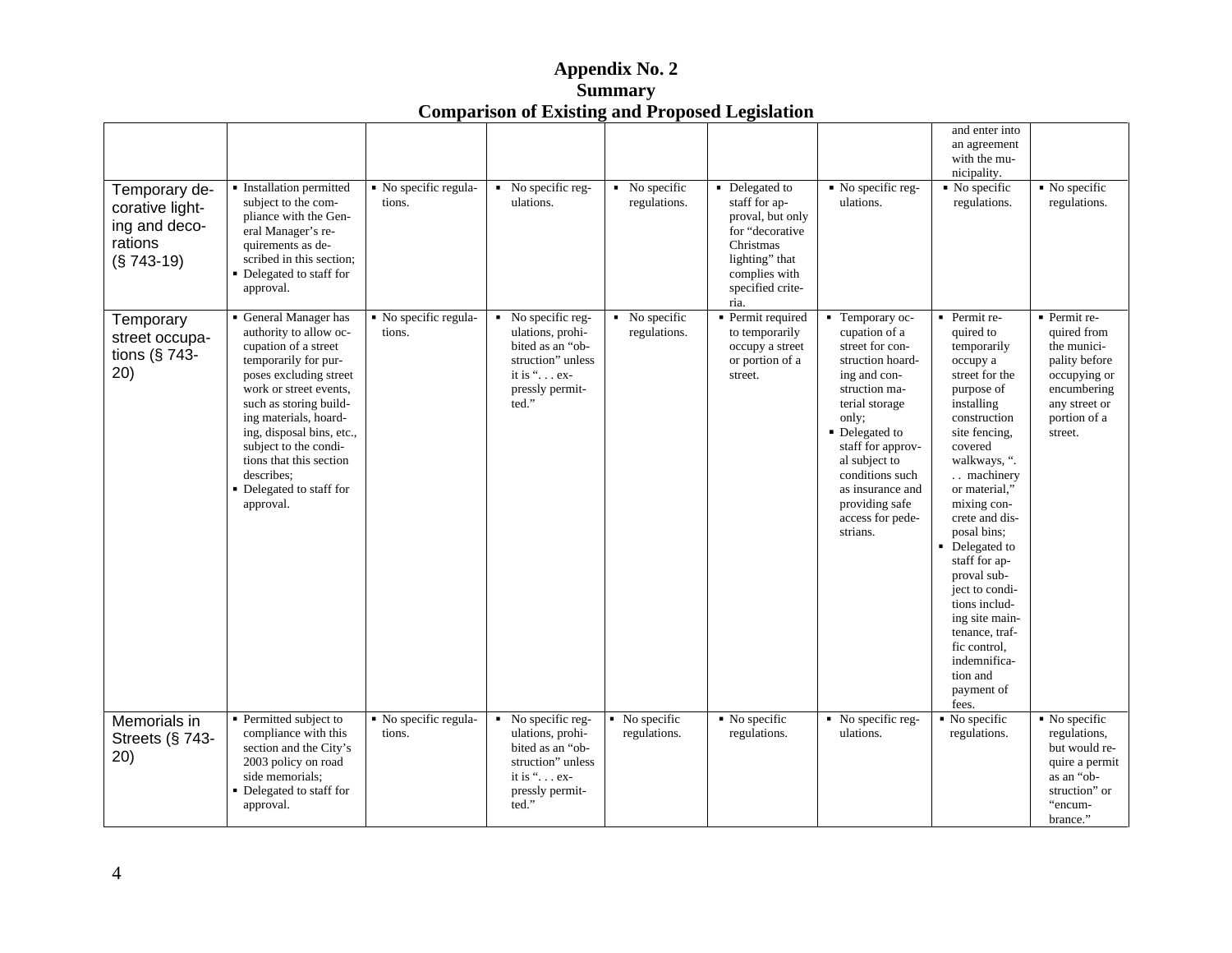## Appendix No. 2
## Summary
## Comparison of Existing and Proposed Legislation

| | | | | | | | | |
|---|---|---|---|---|---|---|---|---|
| | | | | | | | and enter into an agreement with the municipality. | |
| Temporary decorative lighting and decorations (§ 743-19) | ▪ Installation permitted subject to the compliance with the General Manager's requirements as described in this section; ▪ Delegated to staff for approval. | ▪ No specific regulations. | ▪ No specific regulations. | ▪ No specific regulations. | ▪ Delegated to staff for approval, but only for "decorative Christmas lighting" that complies with specified criteria. | ▪ No specific regulations. | ▪ No specific regulations. | ▪ No specific regulations. |
| Temporary street occupations (§ 743-20) | ▪ General Manager has authority to allow occupation of a street temporarily for purposes excluding street work or street events, such as storing building materials, hoarding, disposal bins, etc., subject to the conditions that this section describes; ▪ Delegated to staff for approval. | ▪ No specific regulations. | ▪ No specific regulations, prohibited as an "obstruction" unless it is ". . . expressly permitted." | ▪ No specific regulations. | ▪ Permit required to temporarily occupy a street or portion of a street. | ▪ Temporary occupation of a street for construction hoarding and construction material storage only; ▪ Delegated to staff for approval subject to conditions such as insurance and providing safe access for pedestrians. | ▪ Permit required to temporarily occupy a street for the purpose of installing construction site fencing, covered walkways, ". . . machinery or material," mixing concrete and disposal bins; ▪ Delegated to staff for approval subject to conditions including site maintenance, traffic control, indemnification and payment of fees. | ▪ Permit required from the municipality before occupying or encumbering any street or portion of a street. |
| Memorials in Streets (§ 743-20) | ▪ Permitted subject to compliance with this section and the City's 2003 policy on road side memorials; ▪ Delegated to staff for approval. | ▪ No specific regulations. | ▪ No specific regulations, prohibited as an "obstruction" unless it is ". . . expressly permitted." | ▪ No specific regulations. | ▪ No specific regulations. | ▪ No specific regulations. | ▪ No specific regulations. | ▪ No specific regulations, but would require a permit as an "obstruction" or "encumbrance." |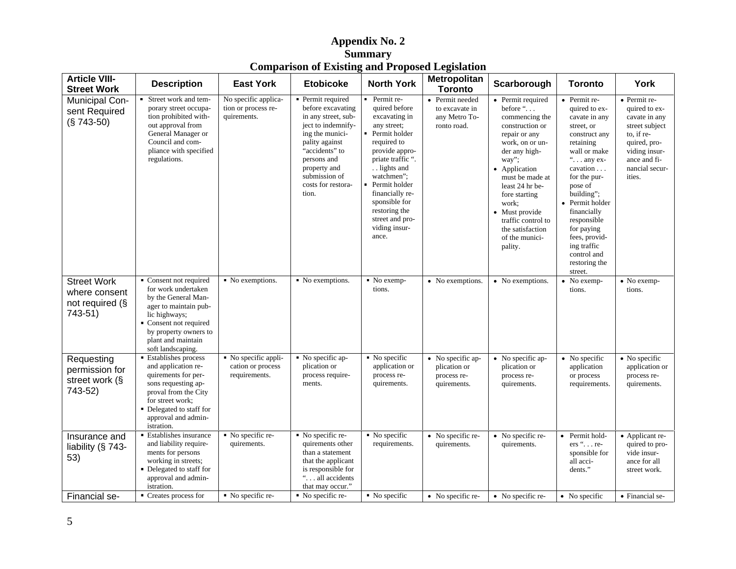# Appendix No. 2
## Summary
## Comparison of Existing and Proposed Legislation

| Article VIII-Street Work | Description | East York | Etobicoke | North York | Metropolitan Toronto | Scarborough | Toronto | York |
|---|---|---|---|---|---|---|---|---|
| Municipal Consent Required (§ 743-50) | ▪ Street work and temporary street occupation prohibited without approval from General Manager or Council and compliance with specified regulations. | No specific application or process requirements. | ▪ Permit required before excavating in any street, subject to indemnifying the municipality against "accidents" to persons and property and submission of costs for restoration. | ▪ Permit required before excavating in any street;<br>▪ Permit holder required to provide appropriate traffic ". . . lights and watchmen";<br>▪ Permit holder financially responsible for restoring the street and providing insurance. | • Permit needed to excavate in any Metro Toronto road. | • Permit required before ". . . commencing the construction or repair or any work, on or under any highway";<br>• Application must be made at least 24 hr before starting work;<br>• Must provide traffic control to the satisfaction of the municipality. | • Permit required to excavate in any street, or construct any retaining wall or make ". . . any excavation . . . for the purpose of building";<br>• Permit holder financially responsible for paying fees, providing traffic control and restoring the street. | • Permit required to excavate in any street subject to, if required, providing insurance and financial securities. |
| Street Work where consent not required (§ 743-51) | ▪ Consent not required for work undertaken by the General Manager to maintain public highways;<br>▪ Consent not required by property owners to plant and maintain soft landscaping. | ▪ No exemptions. | ▪ No exemptions. | ▪ No exemptions. | • No exemptions. | • No exemptions. | • No exemptions. | • No exemptions. |
| Requesting permission for street work (§ 743-52) | ▪ Establishes process and application requirements for persons requesting approval from the City for street work;<br>▪ Delegated to staff for approval and administration. | ▪ No specific application or process requirements. | ▪ No specific application or process requirements. | ▪ No specific application or process requirements. | • No specific application or process requirements. | • No specific application or process requirements. | • No specific application or process requirements. | • No specific application or process requirements. |
| Insurance and liability (§ 743-53) | ▪ Establishes insurance and liability requirements for persons working in streets;<br>▪ Delegated to staff for approval and administration. | ▪ No specific requirements. | ▪ No specific requirements other than a statement that the applicant is responsible for ". . . all accidents that may occur." | ▪ No specific requirements. | • No specific requirements. | • No specific requirements. | • Permit holders ". . . responsible for all accidents." | • Applicant required to provide insurance for all street work. |
| Financial se- | ▪ Creates process for | ▪ No specific re- | ▪ No specific re- | ▪ No specific | • No specific re- | • No specific re- | • No specific | • Financial se- |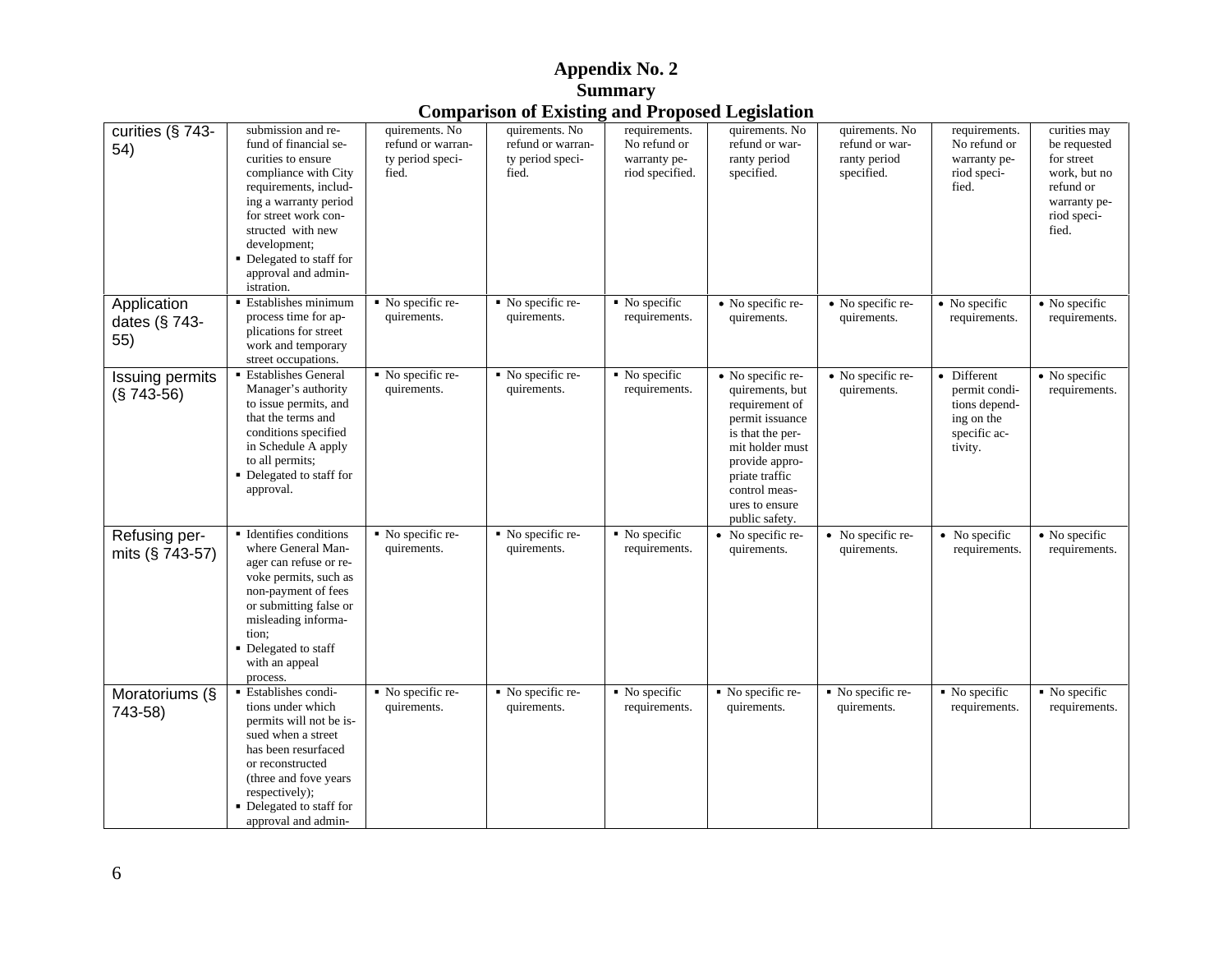# Appendix No. 2

## Summary

## Comparison of Existing and Proposed Legislation

| | | | | | | | | |
|---|---|---|---|---|---|---|---|---|
| curities (§ 743-54) | submission and refund of financial securities to ensure compliance with City requirements, including a warranty period for street work constructed with new development; ▪ Delegated to staff for approval and administration. | quirements. No refund or warranty period specified. | quirements. No refund or warranty period specified. | requirements. No refund or warranty period specified. | quirements. No refund or warranty period specified. | quirements. No refund or warranty period specified. | requirements. No refund or warranty period specified. | curities may be requested for street work, but no refund or warranty period specified. |
| Application dates (§ 743-55) | ▪ Establishes minimum process time for applications for street work and temporary street occupations. | ▪ No specific requirements. | ▪ No specific requirements. | ▪ No specific requirements. | • No specific requirements. | • No specific requirements. | • No specific requirements. | • No specific requirements. |
| Issuing permits (§ 743-56) | ▪ Establishes General Manager's authority to issue permits, and that the terms and conditions specified in Schedule A apply to all permits; ▪ Delegated to staff for approval. | ▪ No specific requirements. | ▪ No specific requirements. | ▪ No specific requirements. | • No specific requirements, but requirement of permit issuance is that the permit holder must provide appropriate traffic control measures to ensure public safety. | • No specific requirements. | • Different permit conditions depending on the specific activity. | • No specific requirements. |
| Refusing permits (§ 743-57) | ▪ Identifies conditions where General Manager can refuse or revoke permits, such as non-payment of fees or submitting false or misleading information; ▪ Delegated to staff with an appeal process. | ▪ No specific requirements. | ▪ No specific requirements. | ▪ No specific requirements. | • No specific requirements. | • No specific requirements. | • No specific requirements. | • No specific requirements. |
| Moratoriums (§ 743-58) | ▪ Establishes conditions under which permits will not be issued when a street has been resurfaced or reconstructed (three and fove years respectively); ▪ Delegated to staff for approval and admin- | ▪ No specific requirements. | ▪ No specific requirements. | ▪ No specific requirements. | ▪ No specific requirements. | ▪ No specific requirements. | ▪ No specific requirements. | ▪ No specific requirements. |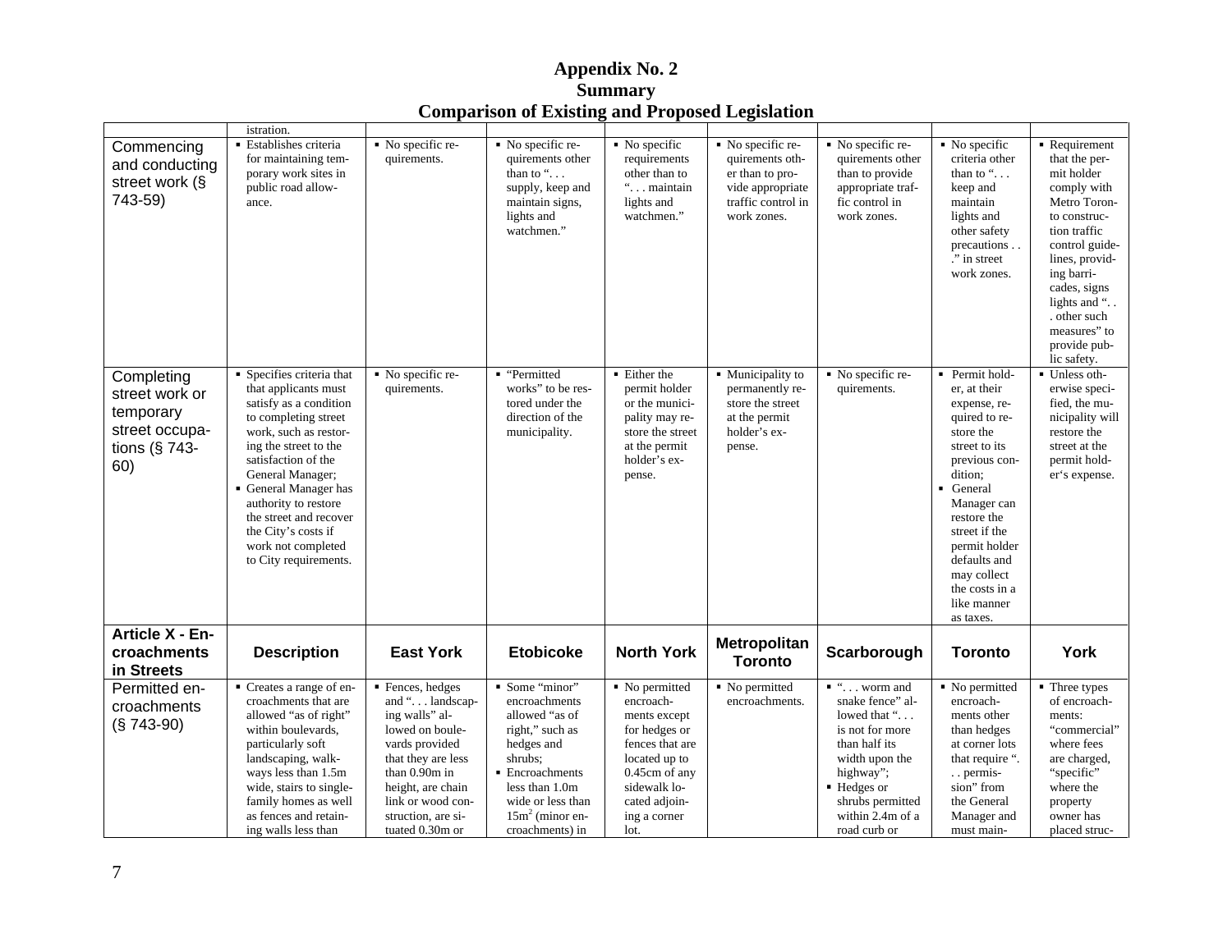# Appendix No. 2
## Summary
## Comparison of Existing and Proposed Legislation

| | istration. | | | | | | | |
|---|---|---|---|---|---|---|---|---|
| Commencing and conducting street work (§ 743-59) | ▪ Establishes criteria for maintaining temporary work sites in public road allowance. | ▪ No specific requirements. | ▪ No specific requirements other than to "... supply, keep and maintain signs, lights and watchmen." | ▪ No specific requirements other than to "... maintain lights and watchmen." | ▪ No specific requirements other than to provide appropriate traffic control in work zones. | ▪ No specific requirements other than to provide appropriate traffic control in work zones. | ▪ No specific criteria other than to "... keep and maintain lights and other safety precautions ..." in street work zones. | ▪ Requirement that the permit holder comply with Metro Toronto construction traffic control guidelines, providing barricades, signs lights and "... other such measures" to provide public safety. |
| Completing street work or temporary street occupations (§ 743-60) | ▪ Specifies criteria that that applicants must satisfy as a condition to completing street work, such as restoring the street to the satisfaction of the General Manager;<br>▪ General Manager has authority to restore the street and recover the City's costs if work not completed to City requirements. | ▪ No specific requirements. | ▪ "Permitted works" to be restored under the direction of the municipality. | ▪ Either the permit holder or the municipality may restore the street at the permit holder's expense. | ▪ Municipality to permanently restore the street at the permit holder's expense. | ▪ No specific requirements. | ▪ Permit holder, at their expense, required to restore the street to its previous condition;<br>▪ General Manager can restore the street if the permit holder defaults and may collect the costs in a like manner as taxes. | ▪ Unless otherwise specified, the municipality will restore the street at the permit holder's expense. |
| **Article X - Encroachments in Streets** | **Description** | **East York** | **Etobicoke** | **North York** | **Metropolitan Toronto** | **Scarborough** | **Toronto** | **York** |
| Permitted encroachments (§ 743-90) | ▪ Creates a range of encroachments that are allowed "as of right" within boulevards, particularly soft landscaping, walkways less than 1.5m wide, stairs to single-family homes as well as fences and retaining walls less than | ▪ Fences, hedges and "... landscaping walls" allowed on boulevards provided that they are less than 0.90m in height, are chain link or wood construction, are situated 0.30m or | ▪ Some "minor" encroachments allowed "as of right," such as hedges and shrubs;<br>▪ Encroachments less than 1.0m wide or less than $15m^2$ (minor encroachments) in | ▪ No permitted encroachments except for hedges or fences that are located up to 0.45cm of any sidewalk located adjoining a corner lot. | ▪ No permitted encroachments. | ▪ "... worm and snake fence" allowed that "... is not for more than half its width upon the highway";<br>▪ Hedges or shrubs permitted within 2.4m of a road curb or | ▪ No permitted encroachments other than hedges at corner lots that require "... permission" from the General Manager and must main- | ▪ Three types of encroachments: "commercial" where fees are charged, "specific" where the property owner has placed struc- |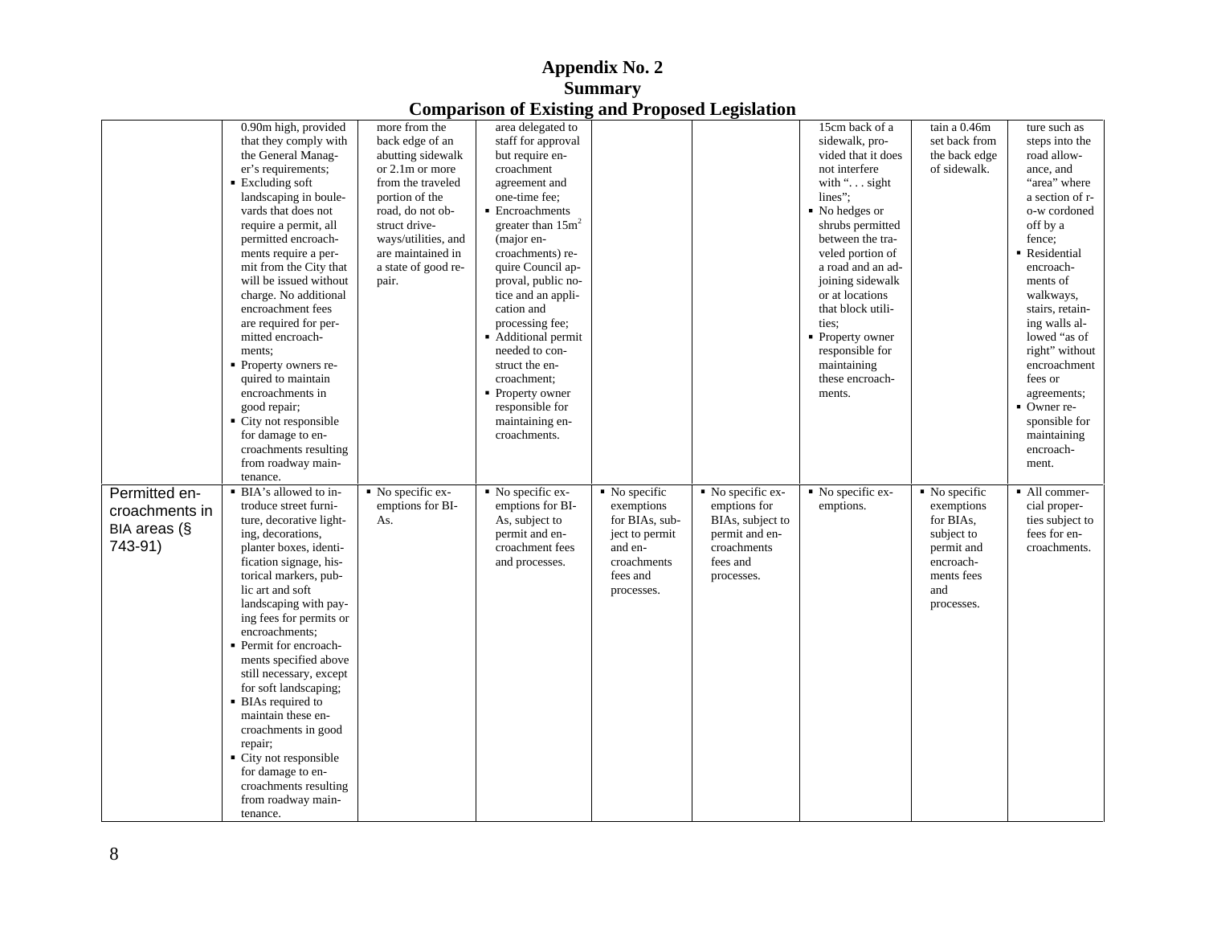# Appendix No. 2
## Summary
## Comparison of Existing and Proposed Legislation

| | | | | | | | | |
|---|---|---|---|---|---|---|---|---|
| | 0.90m high, provided that they comply with the General Manager's requirements;<br>▪ Excluding soft landscaping in boulevards that does not require a permit, all permitted encroachments require a permit from the City that will be issued without charge. No additional encroachment fees are required for permitted encroachments;<br>▪ Property owners required to maintain encroachments in good repair;<br>▪ City not responsible for damage to encroachments resulting from roadway maintenance. | more from the back edge of an abutting sidewalk or 2.1m or more from the traveled portion of the road, do not obstruct driveways/utilities, and are maintained in a state of good repair. | area delegated to staff for approval but require encroachment agreement and one-time fee;<br>▪ Encroachments greater than $15m^2$ (major encroachments) require Council approval, public notice and an application and processing fee;<br>▪ Additional permit needed to construct the encroachment;<br>▪ Property owner responsible for maintaining encroachments. | | | 15cm back of a sidewalk, provided that it does not interfere with ". . . sight lines";<br>▪ No hedges or shrubs permitted between the traveled portion of a road and an adjoining sidewalk or at locations that block utilities;<br>▪ Property owner responsible for maintaining these encroachments. | tain a 0.46m set back from the back edge of sidewalk. | ture such as steps into the road allowance, and "area" where a section of r-o-w cordoned off by a fence;<br>▪ Residential encroachments of walkways, stairs, retaining walls allowed "as of right" without encroachment fees or agreements;<br>▪ Owner responsible for maintaining encroachment. |
| Permitted encroachments in BIA areas (§ 743-91) | ▪ BIA's allowed to introduce street furniture, decorative lighting, decorations, planter boxes, identification signage, historical markers, public art and soft landscaping with paying fees for permits or encroachments;<br>▪ Permit for encroachments specified above still necessary, except for soft landscaping;<br>▪ BIAs required to maintain these encroachments in good repair;<br>▪ City not responsible for damage to encroachments resulting from roadway maintenance. | ▪ No specific exemptions for BIAs. | ▪ No specific exemptions for BIAs, subject to permit and encroachment fees and processes. | ▪ No specific exemptions for BIAs, subject to permit and encroachments fees and processes. | ▪ No specific exemptions for BIAs, subject to permit and encroachments fees and processes. | ▪ No specific exemptions. | ▪ No specific exemptions for BIAs, subject to permit and encroachments fees and processes. | ▪ All commercial properties subject to fees for encroachments. |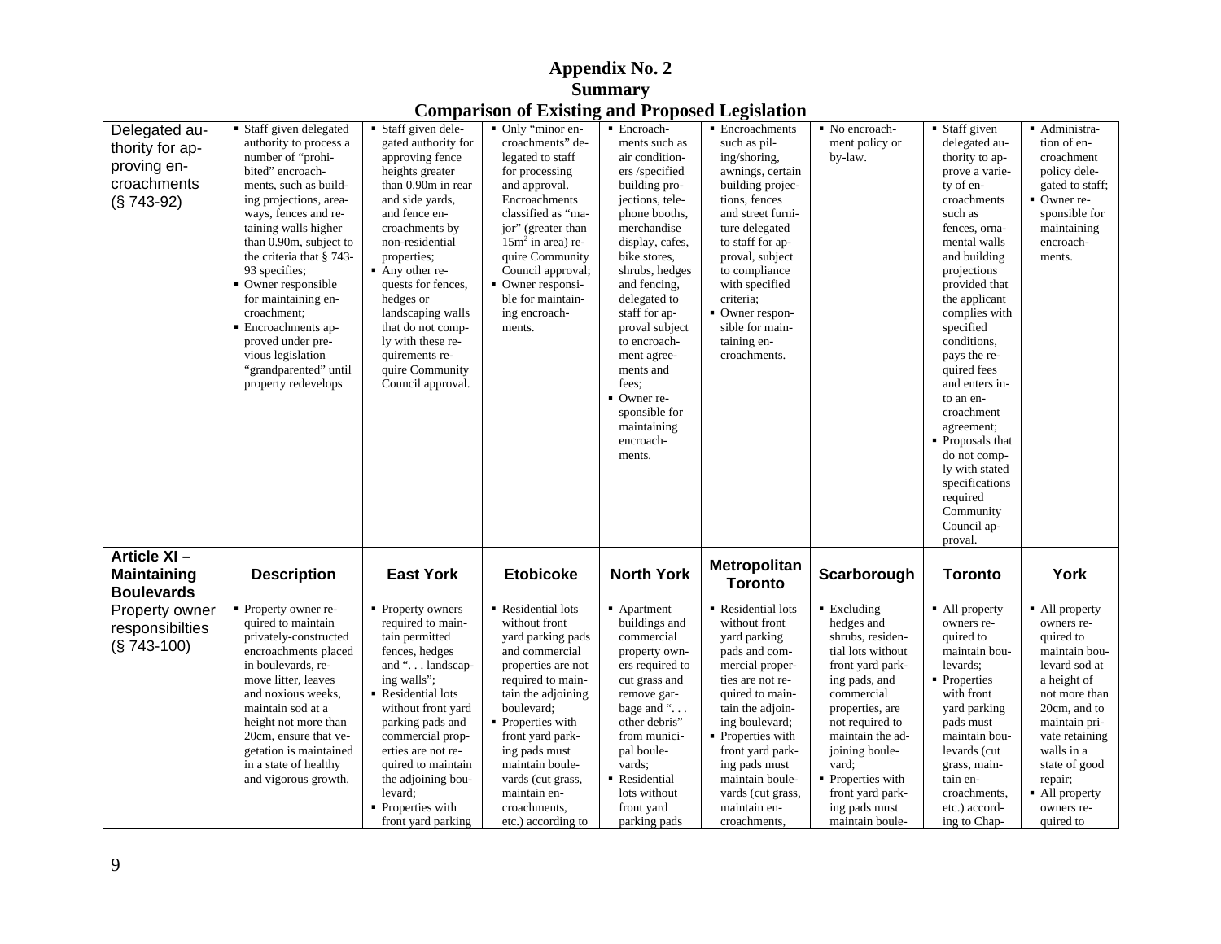# Appendix No. 2

## Summary

## Comparison of Existing and Proposed Legislation

| Delegated authority for approving encroachments (§ 743-92) | ▪ Staff given delegated authority to process a number of "prohibited" encroachments, such as building projections, areaways, fences and retaining walls higher than 0.90m, subject to the criteria that § 743-93 specifies; ▪ Owner responsible for maintaining encroachment; ▪ Encroachments approved under previous legislation "grandparented" until property redevelops | ▪ Staff given delegated authority for approving fence heights greater than 0.90m in rear and side yards, and fence encroachments by non-residential properties; ▪ Any other requests for fences, hedges or landscaping walls that do not comply with these requirements require Community Council approval. | ▪ Only "minor encroachments" delegated to staff for processing and approval. Encroachments classified as "major" (greater than $15m^2$ in area) require Community Council approval; ▪ Owner responsible for maintaining encroachments. | ▪ Encroachments such as air conditioners /specified building projections, telephone booths, merchandise display, cafes, bike stores, shrubs, hedges and fencing, delegated to staff for approval subject to encroachment agreements and fees; ▪ Owner responsible for maintaining encroachments. | ▪ Encroachments such as piling/shoring, awnings, certain building projections, fences and street furniture delegated to staff for approval, subject to compliance with specified criteria; ▪ Owner responsible for maintaining encroachments. | ▪ No encroachment policy or by-law. | ▪ Staff given delegated authority to approve a variety of encroachments such as fences, ornamental walls and building projections provided that the applicant complies with specified conditions, pays the required fees and enters into an encroachment agreement; ▪ Proposals that do not comply with stated specifications required Community Council approval. | ▪ Administration of encroachment policy delegated to staff; ▪ Owner responsible for maintaining encroachments. |
|---|---|---|---|---|---|---|---|---|
| **Article XI – Maintaining Boulevards** | **Description** | **East York** | **Etobicoke** | **North York** | **Metropolitan Toronto** | **Scarborough** | **Toronto** | **York** |
| Property owner responsibilties (§ 743-100) | ▪ Property owner required to maintain privately-constructed encroachments placed in boulevards, remove litter, leaves and noxious weeks, maintain sod at a height not more than 20cm, ensure that vegetation is maintained in a state of healthy and vigorous growth. | ▪ Property owners required to maintain permitted fences, hedges and ". . . landscaping walls"; ▪ Residential lots without front yard parking pads and commercial properties are not required to maintain the adjoining boulevard; ▪ Properties with front yard parking | ▪ Residential lots without front yard parking pads and commercial properties are not required to maintain the adjoining boulevard; ▪ Properties with front yard parking pads must maintain boulevards (cut grass, maintain encroachments, etc.) according to | ▪ Apartment buildings and commercial property owners required to cut grass and remove garbage and ". . . other debris" from municipal boulevards; ▪ Residential lots without front yard parking pads | ▪ Residential lots without front yard parking pads and commercial properties are not required to maintain the adjoining boulevard; ▪ Properties with front yard parking pads must maintain boulevards (cut grass, maintain encroachments, | ▪ Excluding hedges and shrubs, residential lots without front yard parking pads, and commercial properties, are not required to maintain the adjoining boulevard; ▪ Properties with front yard parking pads must maintain boule- | ▪ All property owners required to maintain boulevards; ▪ Properties with front yard parking pads must maintain boulevards (cut grass, maintain encroachments, etc.) according to Chap- | ▪ All property owners required to maintain boulevard sod at a height of not more than 20cm, and to maintain private retaining walls in a state of good repair; ▪ All property owners required to |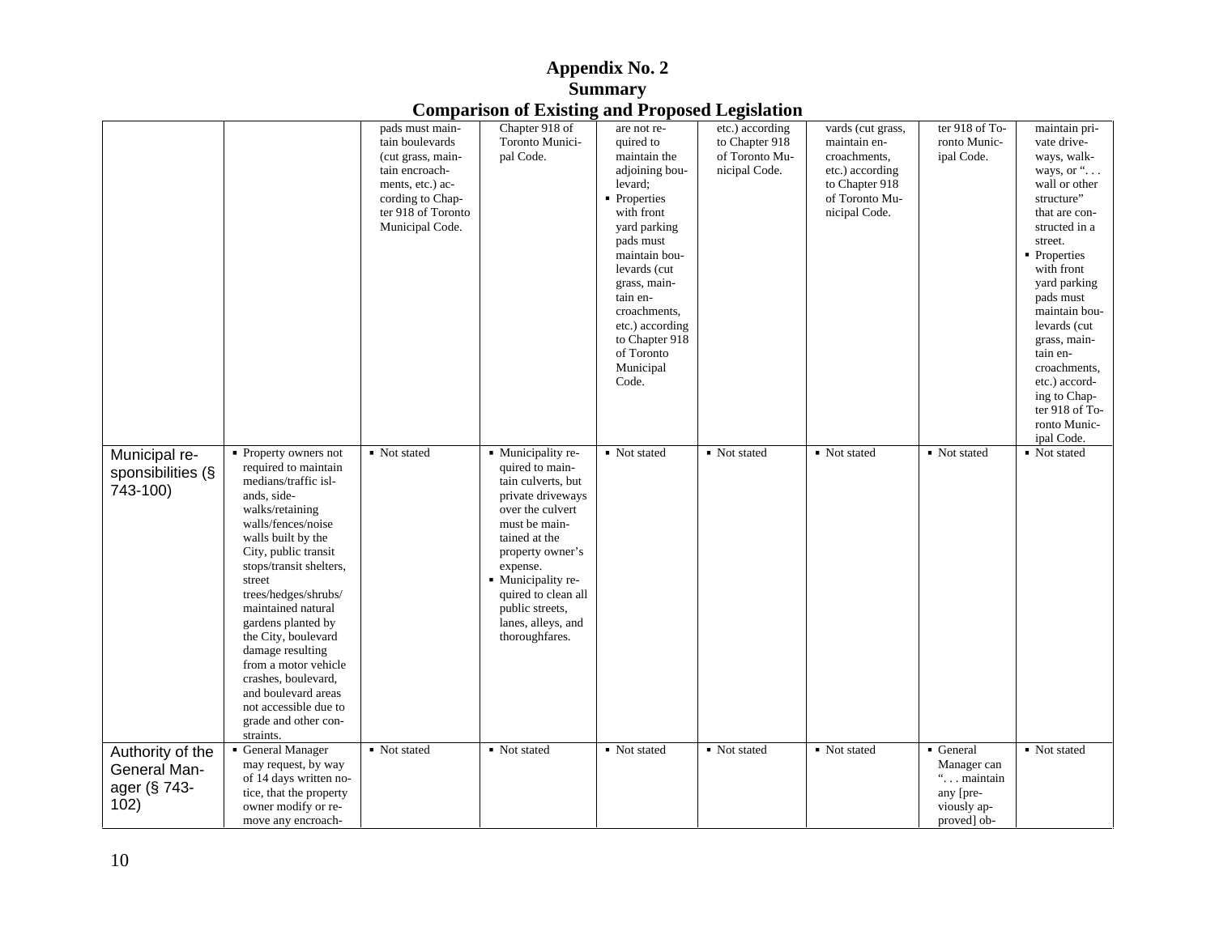# Appendix No. 2
## Summary
## Comparison of Existing and Proposed Legislation

| | | | | | | | | |
|---|---|---|---|---|---|---|---|---|
| | | pads must maintain boulevards (cut grass, maintain encroachments, etc.) according to Chapter 918 of Toronto Municipal Code. | Chapter 918 of Toronto Municipal Code. | are not required to maintain the adjoining boulevard;<br>▪ Properties with front yard parking pads must maintain boulevards (cut grass, maintain encroachments, etc.) according to Chapter 918 of Toronto Municipal Code. | etc.) according to Chapter 918 of Toronto Municipal Code. | vards (cut grass, maintain encroachments, etc.) according to Chapter 918 of Toronto Municipal Code. | ter 918 of Toronto Municipal Code. | maintain private driveways, walkways, or ". . . wall or other structure" that are constructed in a street.<br>▪ Properties with front yard parking pads must maintain boulevards (cut grass, maintain encroachments, etc.) according to Chapter 918 of Toronto Municipal Code. |
| Municipal responsibilities (§ 743-100) | ▪ Property owners not required to maintain medians/traffic islands, sidewalks/retaining walls/fences/noise walls built by the City, public transit stops/transit shelters, street trees/hedges/shrubs/ maintained natural gardens planted by the City, boulevard damage resulting from a motor vehicle crashes, boulevard, and boulevard areas not accessible due to grade and other constraints. | ▪ Not stated | ▪ Municipality required to maintain culverts, but private driveways over the culvert must be maintained at the property owner's expense.<br>▪ Municipality required to clean all public streets, lanes, alleys, and thoroughfares. | ▪ Not stated | ▪ Not stated | ▪ Not stated | ▪ Not stated | ▪ Not stated |
| Authority of the General Manager (§ 743-102) | ▪ General Manager may request, by way of 14 days written notice, that the property owner modify or remove any encroach- | ▪ Not stated | ▪ Not stated | ▪ Not stated | ▪ Not stated | ▪ Not stated | ▪ General Manager can ". . . maintain any [previously approved] ob- | ▪ Not stated |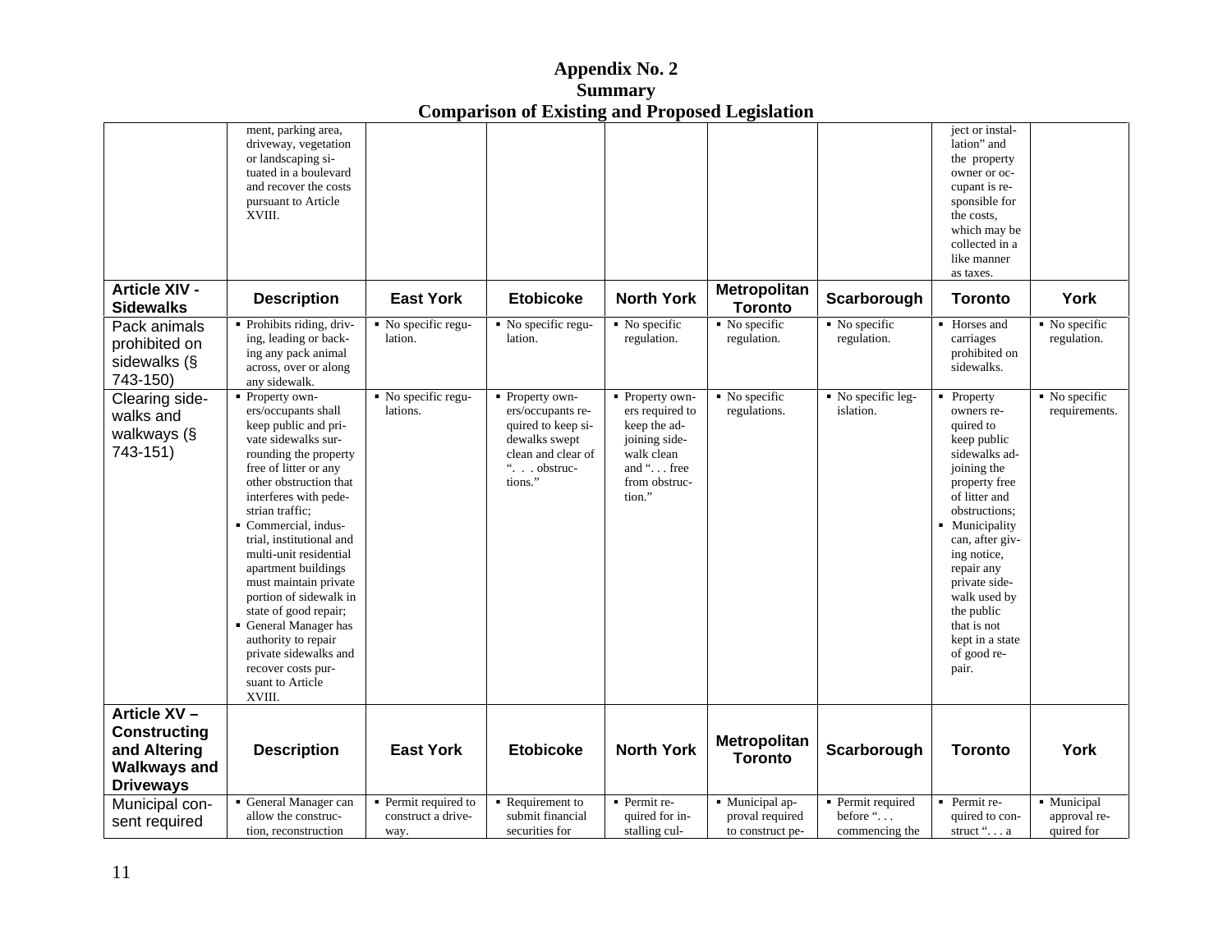# Appendix No. 2
## Summary
## Comparison of Existing and Proposed Legislation

| | | | | | | | | |
|---|---|---|---|---|---|---|---|---|
| | ment, parking area, driveway, vegetation or landscaping situated in a boulevard and recover the costs pursuant to Article XVIII. | | | | | | ject or installation" and the property owner or occupant is responsible for the costs, which may be collected in a like manner as taxes. | |
| **Article XIV - Sidewalks** | **Description** | **East York** | **Etobicoke** | **North York** | **Metropolitan Toronto** | **Scarborough** | **Toronto** | **York** |
| Pack animals prohibited on sidewalks (§ 743-150) | ▪ Prohibits riding, driving, leading or backing any pack animal across, over or along any sidewalk. | ▪ No specific regulation. | ▪ No specific regulation. | ▪ No specific regulation. | ▪ No specific regulation. | ▪ No specific regulation. | ▪ Horses and carriages prohibited on sidewalks. | ▪ No specific regulation. |
| Clearing sidewalks and walkways (§ 743-151) | ▪ Property owners/occupants shall keep public and private sidewalks surrounding the property free of litter or any other obstruction that interferes with pedestrian traffic; ▪ Commercial, industrial, institutional and multi-unit residential apartment buildings must maintain private portion of sidewalk in state of good repair; ▪ General Manager has authority to repair private sidewalks and recover costs pursuant to Article XVIII. | ▪ No specific regulations. | ▪ Property owners/occupants required to keep sidewalks swept clean and clear of ". . . obstructions." | ▪ Property owners required to keep the adjoining sidewalk clean and ". . . free from obstruction." | ▪ No specific regulations. | ▪ No specific legislation. | ▪ Property owners required to keep public sidewalks adjoining the property free of litter and obstructions; ▪ Municipality can, after giving notice, repair any private sidewalk used by the public that is not kept in a state of good repair. | ▪ No specific requirements. |
| **Article XV – Constructing and Altering Walkways and Driveways** | **Description** | **East York** | **Etobicoke** | **North York** | **Metropolitan Toronto** | **Scarborough** | **Toronto** | **York** |
| Municipal consent required | ▪ General Manager can allow the construction, reconstruction | ▪ Permit required to construct a driveway. | ▪ Requirement to submit financial securities for | ▪ Permit required for installing cul- | ▪ Municipal approval required to construct pe- | ▪ Permit required before ". . . commencing the | ▪ Permit required to construct ". . . a | ▪ Municipal approval required for |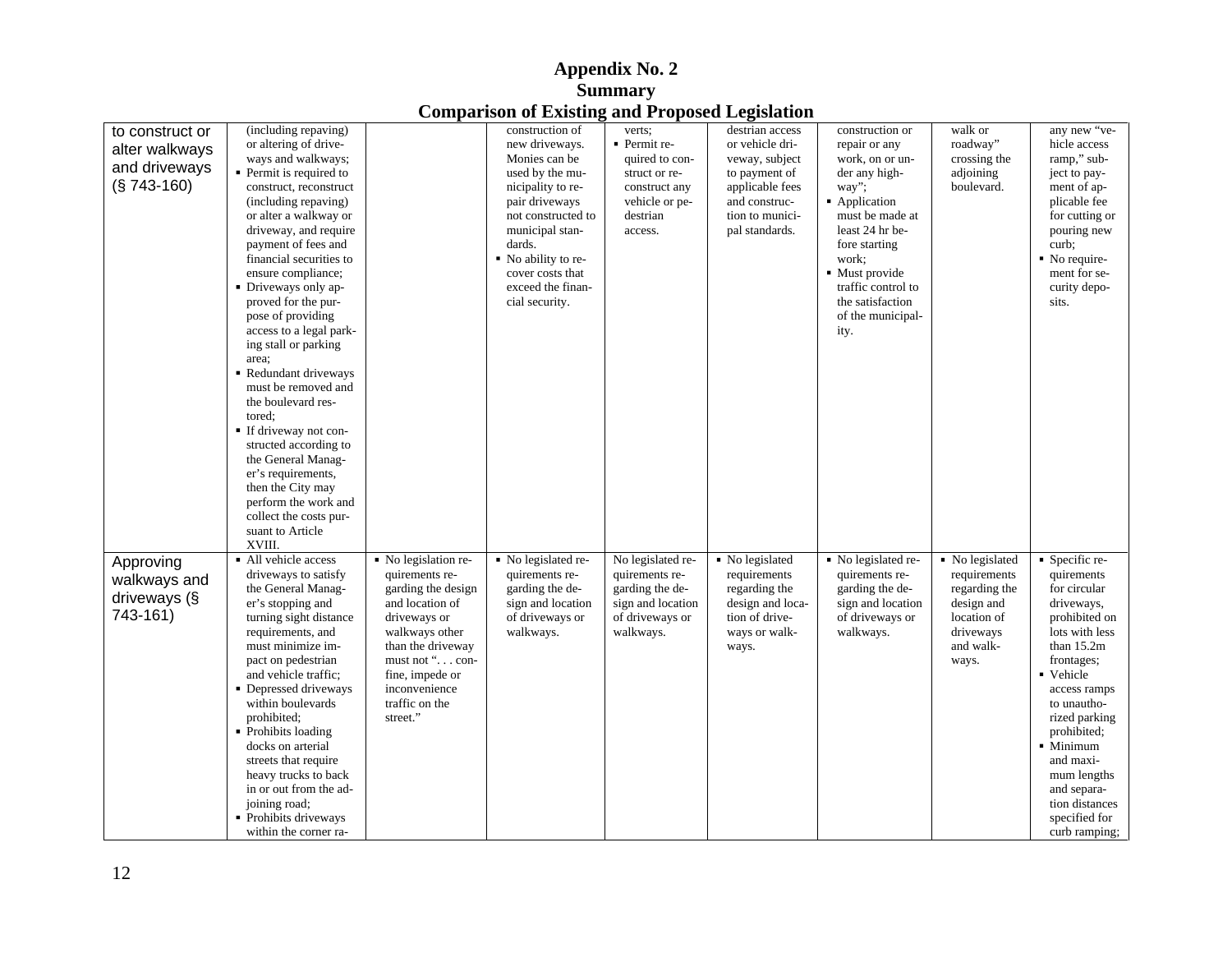# Appendix No. 2
## Summary
## Comparison of Existing and Proposed Legislation

| | | | | | | | | |
|---|---|---|---|---|---|---|---|---|
| to construct or alter walkways and driveways (§ 743-160) | (including repaving) or altering of driveways and walkways; ▪ Permit is required to construct, reconstruct (including repaving) or alter a walkway or driveway, and require payment of fees and financial securities to ensure compliance; ▪ Driveways only approved for the purpose of providing access to a legal parking stall or parking area; ▪ Redundant driveways must be removed and the boulevard restored; ▪ If driveway not constructed according to the General Manager's requirements, then the City may perform the work and collect the costs pursuant to Article XVIII. | | construction of new driveways. Monies can be used by the municipality to repair driveways not constructed to municipal standards. ▪ No ability to recover costs that exceed the financial security. | verts; ▪ Permit required to construct or reconstruct any vehicle or pedestrian access. | destrian access or vehicle driveway, subject to payment of applicable fees and construction to municipal standards. | construction or repair or any work, on or under any highway"; ▪ Application must be made at least 24 hr before starting work; ▪ Must provide traffic control to the satisfaction of the municipality. | walk or roadway" crossing the adjoining boulevard. | any new "vehicle access ramp," subject to payment of applicable fee for cutting or pouring new curb; ▪ No requirement for security deposits. |
| Approving walkways and driveways (§ 743-161) | ▪ All vehicle access driveways to satisfy the General Manager's stopping and turning sight distance requirements, and must minimize impact on pedestrian and vehicle traffic; ▪ Depressed driveways within boulevards prohibited; ▪ Prohibits loading docks on arterial streets that require heavy trucks to back in or out from the adjoining road; ▪ Prohibits driveways within the corner ra- | ▪ No legislation requirements regarding the design and location of driveways or walkways other than the driveway must not ". . . confine, impede or inconvenience traffic on the street." | ▪ No legislated requirements regarding the design and location of driveways or walkways. | No legislated requirements regarding the design and location of driveways or walkways. | ▪ No legislated requirements regarding the design and location of driveways or walkways. | ▪ No legislated requirements regarding the design and location of driveways or walkways. | ▪ No legislated requirements regarding the design and location of driveways and walkways. | ▪ Specific requirements for circular driveways, prohibited on lots with less than 15.2m frontages; ▪ Vehicle access ramps to unauthorized parking prohibited; ▪ Minimum and maximum lengths and separation distances specified for curb ramping; |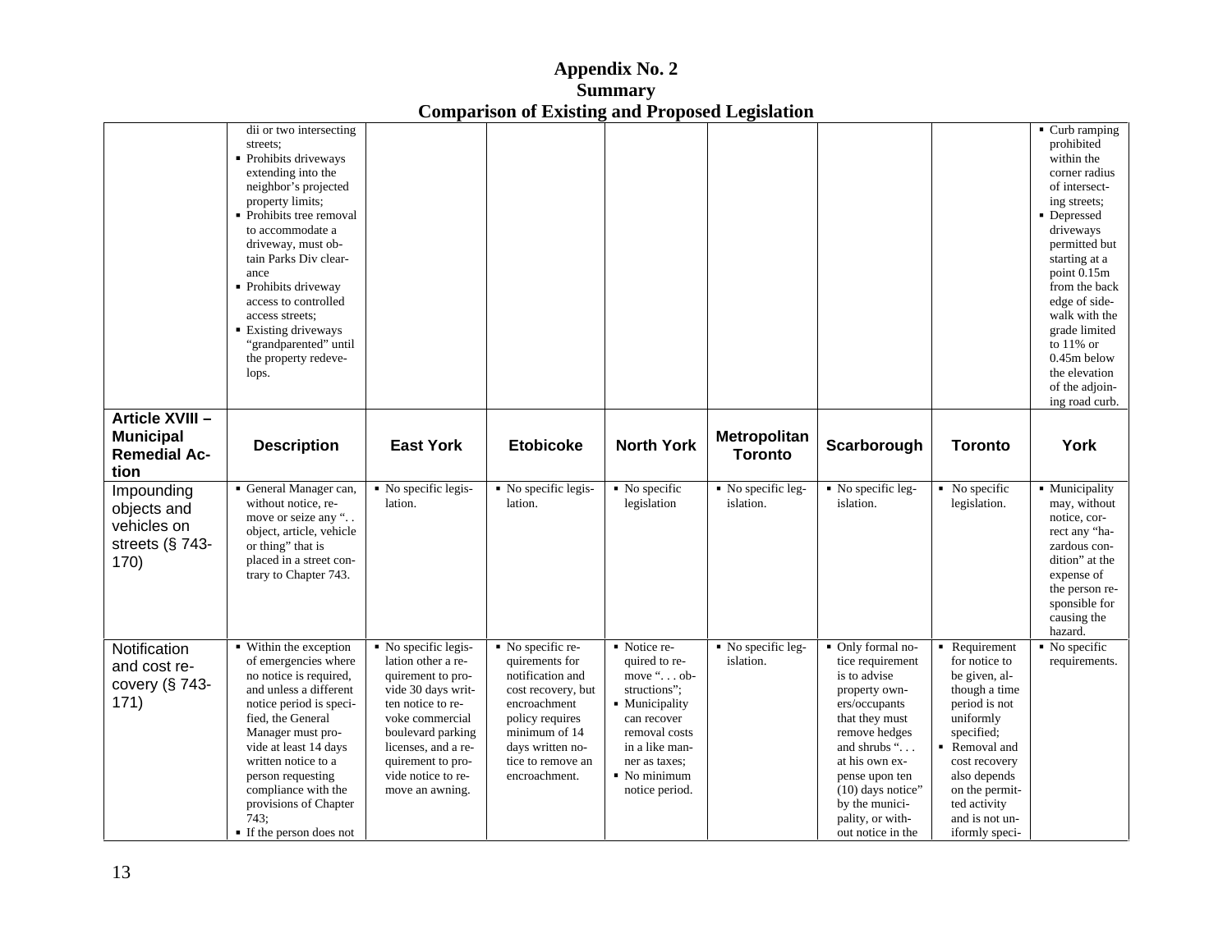# Appendix No. 2
## Summary
## Comparison of Existing and Proposed Legislation

| | | | | | | | | |
|---|---|---|---|---|---|---|---|---|
| | dii or two intersecting streets;<br>▪ Prohibits driveways extending into the neighbor's projected property limits;<br>▪ Prohibits tree removal to accommodate a driveway, must obtain Parks Div clearance<br>▪ Prohibits driveway access to controlled access streets;<br>▪ Existing driveways "grandparented" until the property redevelops. | | | | | | | ▪ Curb ramping prohibited within the corner radius of intersecting streets;<br>▪ Depressed driveways permitted but starting at a point 0.15m from the back edge of sidewalk with the grade limited to 11% or 0.45m below the elevation of the adjoining road curb. |
| **Article XVIII – Municipal Remedial Action** | **Description** | **East York** | **Etobicoke** | **North York** | **Metropolitan Toronto** | **Scarborough** | **Toronto** | **York** |
| Impounding objects and vehicles on streets (§ 743-170) | ▪ General Manager can, without notice, remove or seize any ". . object, article, vehicle or thing" that is placed in a street contrary to Chapter 743. | ▪ No specific legislation. | ▪ No specific legislation. | ▪ No specific legislation | ▪ No specific legislation. | ▪ No specific legislation. | ▪ No specific legislation. | ▪ Municipality may, without notice, correct any "hazardous condition" at the expense of the person responsible for causing the hazard. |
| Notification and cost recovery (§ 743-171) | ▪ Within the exception of emergencies where no notice is required, and unless a different notice period is specified, the General Manager must provide at least 14 days written notice to a person requesting compliance with the provisions of Chapter 743;<br>▪ If the person does not | ▪ No specific legislation other a requirement to provide 30 days written notice to revoke commercial boulevard parking licenses, and a requirement to provide notice to remove an awning. | ▪ No specific requirements for notification and cost recovery, but encroachment policy requires minimum of 14 days written notice to remove an encroachment. | ▪ Notice required to remove ". . . obstructions";<br>▪ Municipality can recover removal costs in a like manner as taxes;<br>▪ No minimum notice period. | ▪ No specific legislation. | ▪ Only formal notice requirement is to advise property owners/occupants that they must remove hedges and shrubs ". . . at his own expense upon ten (10) days notice" by the municipality, or without notice in the | ▪ Requirement for notice to be given, although a time period is not uniformly specified;<br>▪ Removal and cost recovery also depends on the permitted activity and is not uniformly speci- | ▪ No specific requirements. |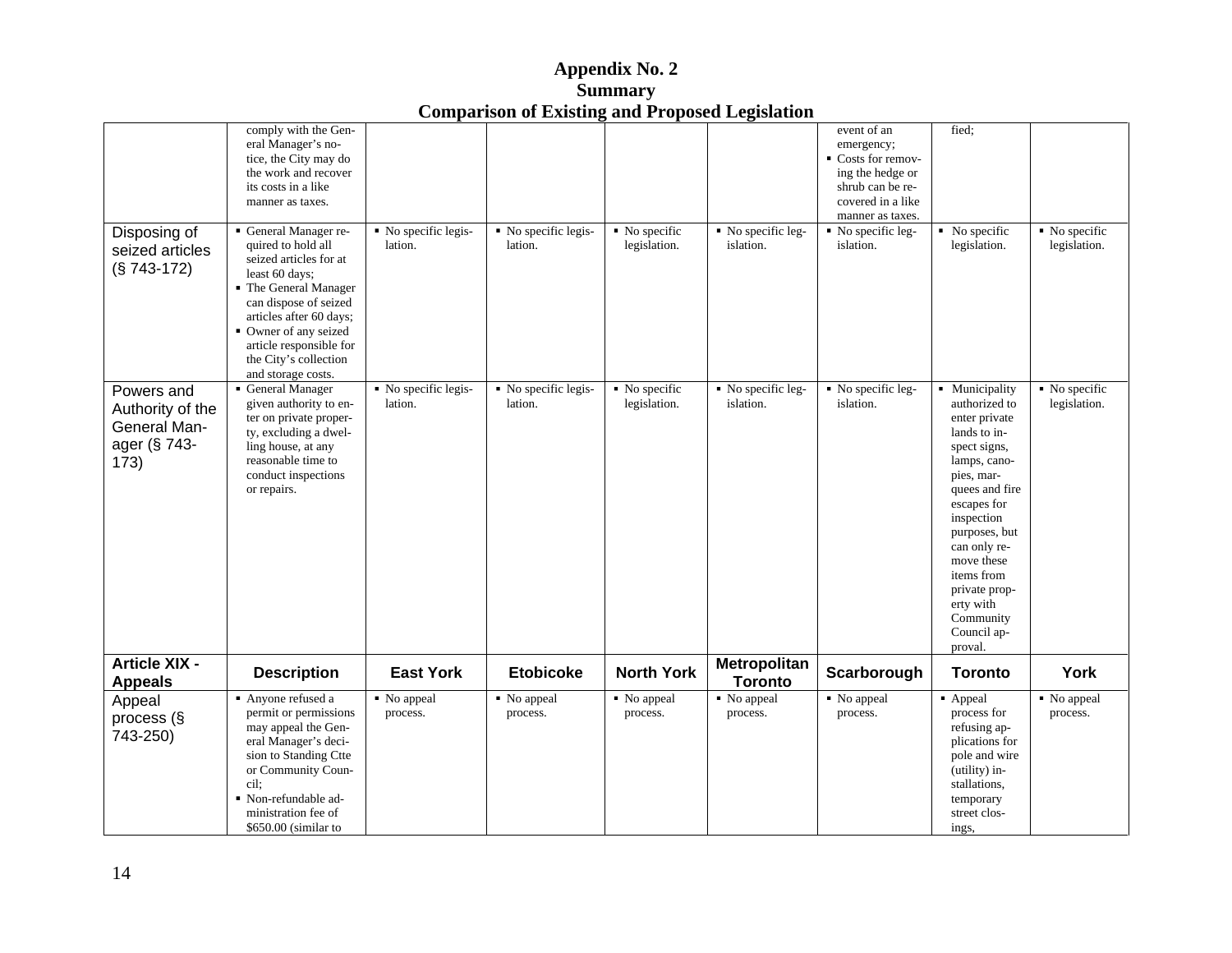# Appendix No. 2
## Summary
## Comparison of Existing and Proposed Legislation

| | | | | | | | | |
|---|---|---|---|---|---|---|---|---|
| | comply with the General Manager's notice, the City may do the work and recover its costs in a like manner as taxes. | | | | | ▪ event of an emergency;<br>▪ Costs for removing the hedge or shrub can be recovered in a like manner as taxes. | fied; | |
| Disposing of seized articles (§ 743-172) | ▪ General Manager required to hold all seized articles for at least 60 days;<br>▪ The General Manager can dispose of seized articles after 60 days;<br>▪ Owner of any seized article responsible for the City's collection and storage costs. | ▪ No specific legislation. | ▪ No specific legislation. | ▪ No specific legislation. | ▪ No specific legislation. | ▪ No specific legislation. | ▪ No specific legislation. | ▪ No specific legislation. |
| Powers and Authority of the General Manager (§ 743-173) | ▪ General Manager given authority to enter on private property, excluding a dwelling house, at any reasonable time to conduct inspections or repairs. | ▪ No specific legislation. | ▪ No specific legislation. | ▪ No specific legislation. | ▪ No specific legislation. | ▪ No specific legislation. | ▪ Municipality authorized to enter private lands to inspect signs, lamps, canopies, marquees and fire escapes for inspection purposes, but can only remove these items from private property with Community Council approval. | ▪ No specific legislation. |
| **Article XIX - Appeals** | **Description** | **East York** | **Etobicoke** | **North York** | **Metropolitan Toronto** | **Scarborough** | **Toronto** | **York** |
| Appeal process (§ 743-250) | ▪ Anyone refused a permit or permissions may appeal the General Manager's decision to Standing Ctte or Community Council;<br>▪ Non-refundable administration fee of $650.00 (similar to | ▪ No appeal process. | ▪ No appeal process. | ▪ No appeal process. | ▪ No appeal process. | ▪ No appeal process. | ▪ Appeal process for refusing applications for pole and wire (utility) installations, temporary street closings, | ▪ No appeal process. |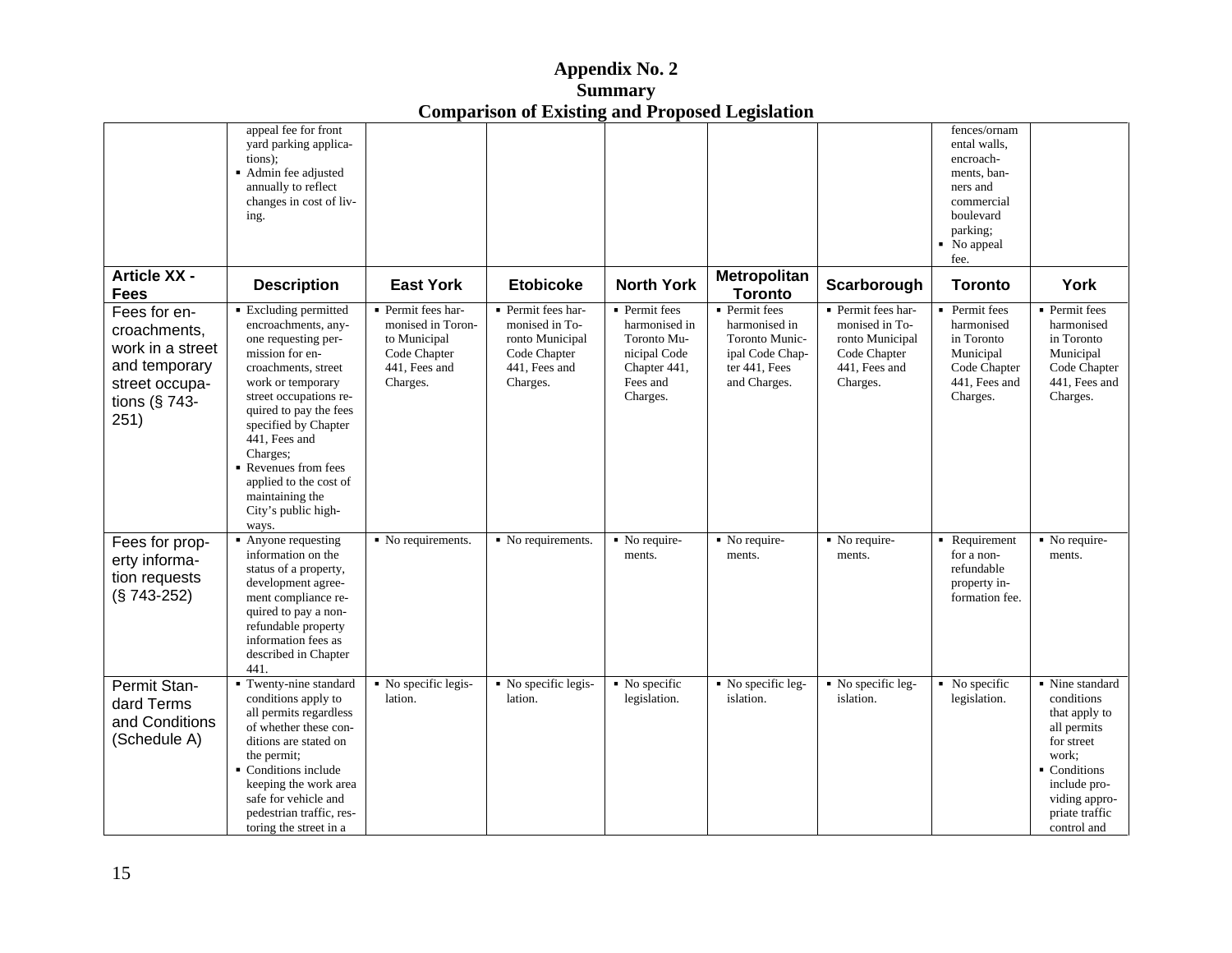# Appendix No. 2
## Summary
## Comparison of Existing and Proposed Legislation

| | | | | | | | | |
|---|---|---|---|---|---|---|---|---|
| | appeal fee for front yard parking applications); ▪ Admin fee adjusted annually to reflect changes in cost of living. | | | | | | fences/ornamental walls, encroachments, banners and commercial boulevard parking; ▪ No appeal fee. | |
| **Article XX - Fees** | **Description** | **East York** | **Etobicoke** | **North York** | **Metropolitan Toronto** | **Scarborough** | **Toronto** | **York** |
| Fees for encroachments, work in a street and temporary street occupations (§ 743-251) | ▪ Excluding permitted encroachments, anyone requesting permission for encroachments, street work or temporary street occupations required to pay the fees specified by Chapter 441, Fees and Charges; ▪ Revenues from fees applied to the cost of maintaining the City's public highways. | ▪ Permit fees harmonised in Toronto Municipal Code Chapter 441, Fees and Charges. | ▪ Permit fees harmonised in Toronto Municipal Code Chapter 441, Fees and Charges. | ▪ Permit fees harmonised in Toronto Municipal Code Chapter 441, Fees and Charges. | ▪ Permit fees harmonised in Toronto Municipal Code Chapter 441, Fees and Charges. | ▪ Permit fees harmonised in Toronto Municipal Code Chapter 441, Fees and Charges. | ▪ Permit fees harmonised in Toronto Municipal Code Chapter 441, Fees and Charges. | ▪ Permit fees harmonised in Toronto Municipal Code Chapter 441, Fees and Charges. |
| Fees for property information requests (§ 743-252) | ▪ Anyone requesting information on the status of a property, development agreement compliance required to pay a non-refundable property information fees as described in Chapter 441. | ▪ No requirements. | ▪ No requirements. | ▪ No requirements. | ▪ No requirements. | ▪ No requirements. | ▪ Requirement for a non-refundable property information fee. | ▪ No requirements. |
| Permit Standard Terms and Conditions (Schedule A) | ▪ Twenty-nine standard conditions apply to all permits regardless of whether these conditions are stated on the permit; ▪ Conditions include keeping the work area safe for vehicle and pedestrian traffic, restoring the street in a | ▪ No specific legislation. | ▪ No specific legislation. | ▪ No specific legislation. | ▪ No specific legislation. | ▪ No specific legislation. | ▪ No specific legislation. | ▪ Nine standard conditions that apply to all permits for street work; ▪ Conditions include providing appropriate traffic control and |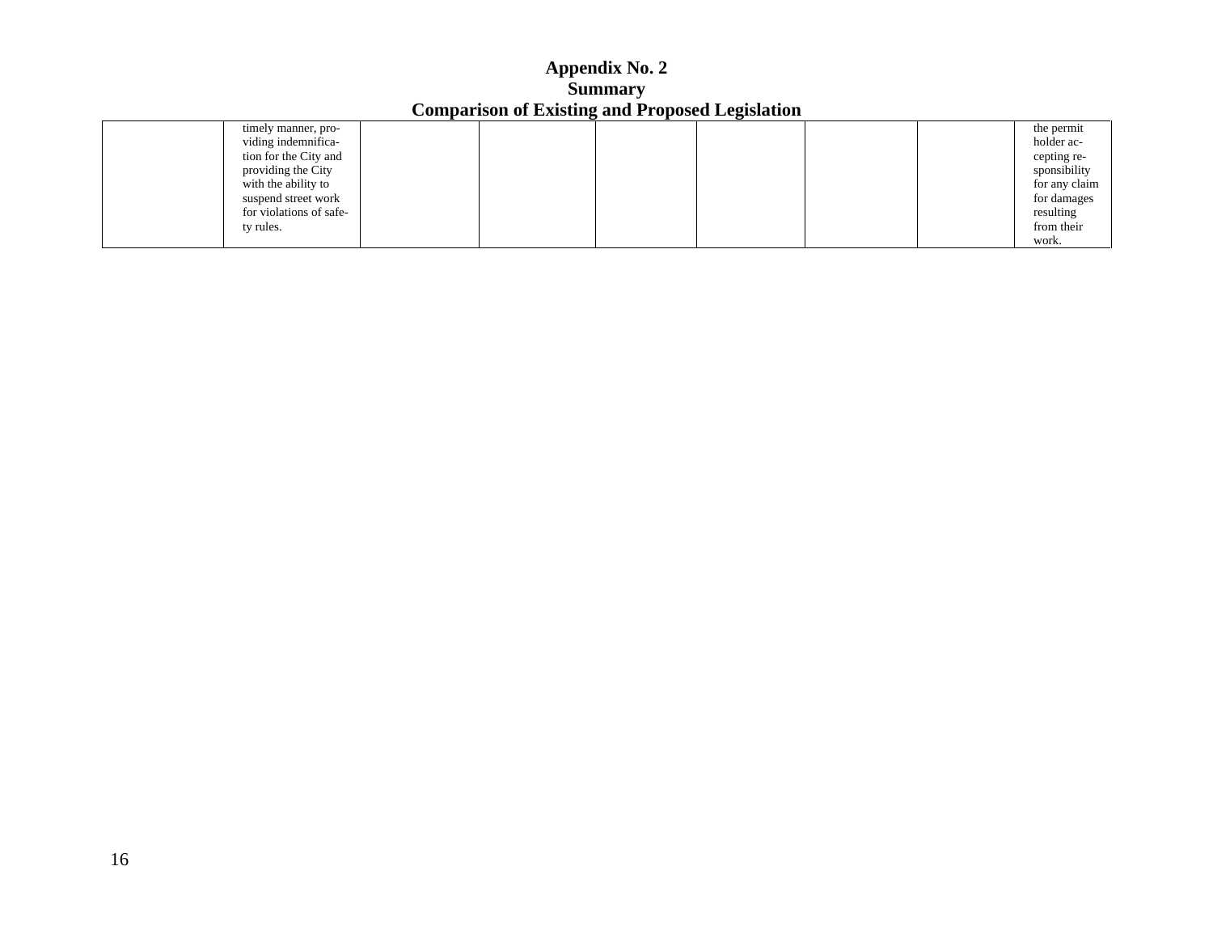# Appendix No. 2
## Summary
## Comparison of Existing and Proposed Legislation

| | | | | | | | | |
|---|---|---|---|---|---|---|---|---|
| | timely manner, providing indemnification for the City and providing the City with the ability to suspend street work for violations of safety rules. | | | | | | | the permit holder accepting responsibility for any claim for damages resulting from their work. |